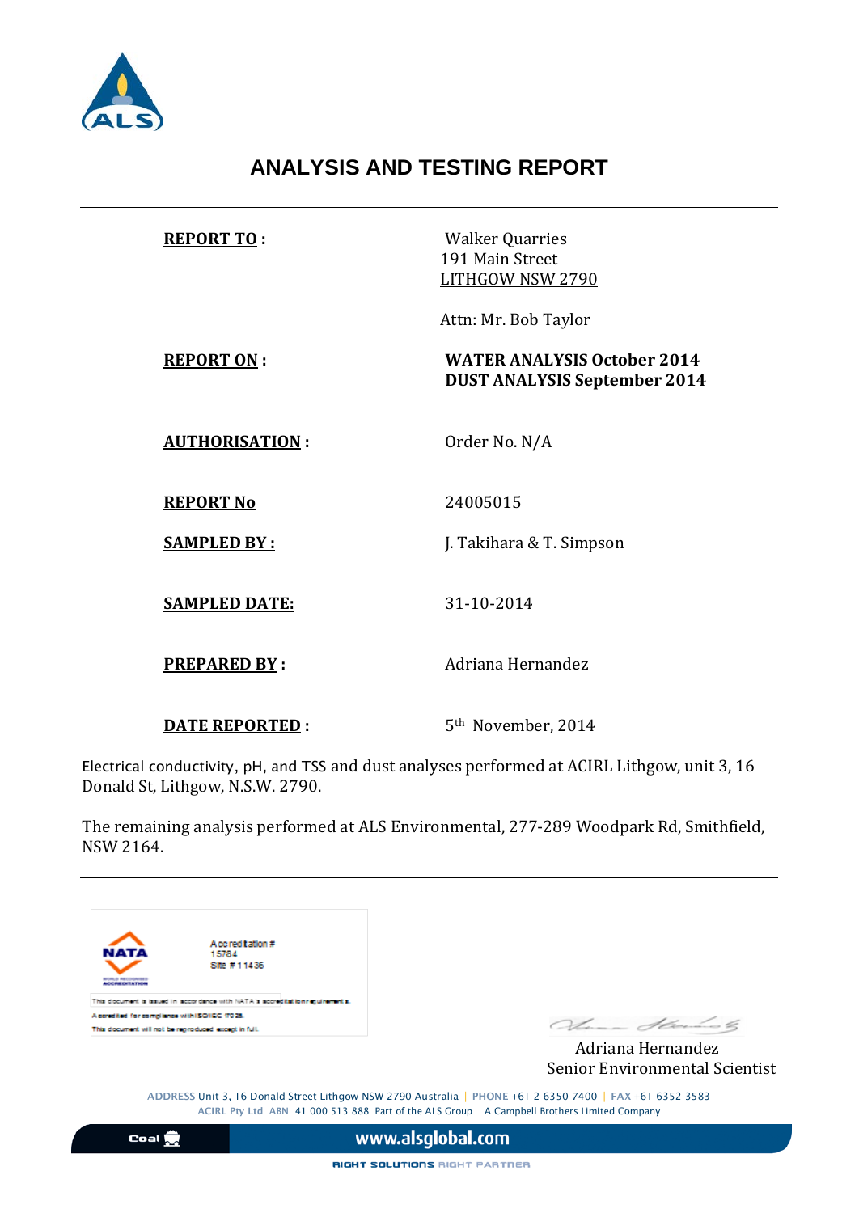# ANALYSIS AND TESTING REPORT

---

| | |
|---|---|
| **REPORT TO :** | Walker Quarries<br>191 Main Street<br>LITHGOW NSW 2790<br><br>Attn: Mr. Bob Taylor |
| **REPORT ON :** | **WATER ANALYSIS October 2014**<br>**DUST ANALYSIS September 2014** |
| **AUTHORISATION :** | Order No. N/A |
| **REPORT No** | 24005015 |
| **SAMPLED BY :** | J. Takihara & T. Simpson |
| **SAMPLED DATE:** | 31-10-2014 |
| **PREPARED BY :** | Adriana Hernandez |
| **DATE REPORTED :** | 5th November, 2014 |

Electrical conductivity, pH, and TSS and dust analyses performed at ACIRL Lithgow, unit 3, 16 Donald St, Lithgow, N.S.W. 2790.

The remaining analysis performed at ALS Environmental, 277-289 Woodpark Rd, Smithfield, NSW 2164.

---

NATA
Accreditation # 15784
Site # 11436

This document is issued in accordance with NATA's accreditation requirements.
Accredited for compliance with ISO/IEC 17025.
This document will not be reproduced except in full.

Adriana Hernandez
Senior Environmental Scientist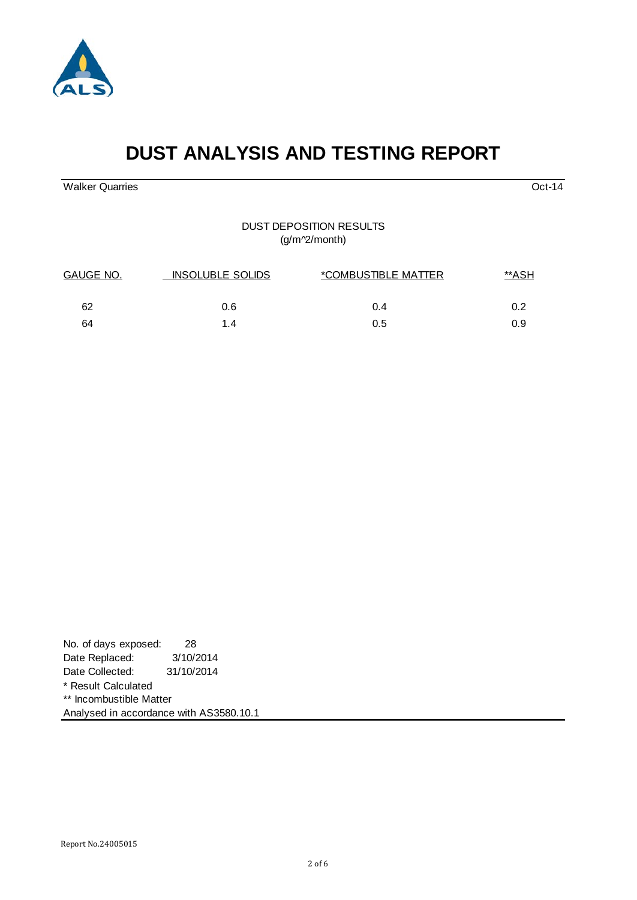# DUST ANALYSIS AND TESTING REPORT

Walker Quarries

Oct-14

DUST DEPOSITION RESULTS
(g/m^2/month)

| GAUGE NO. | INSOLUBLE SOLIDS | *COMBUSTIBLE MATTER | **ASH |
|---|---|---|---|
| 62 | 0.6 | 0.4 | 0.2 |
| 64 | 1.4 | 0.5 | 0.9 |

No. of days exposed: 28
Date Replaced: 3/10/2014
Date Collected: 31/10/2014
* Result Calculated
** Incombustible Matter
Analysed in accordance with AS3580.10.1

Report No.24005015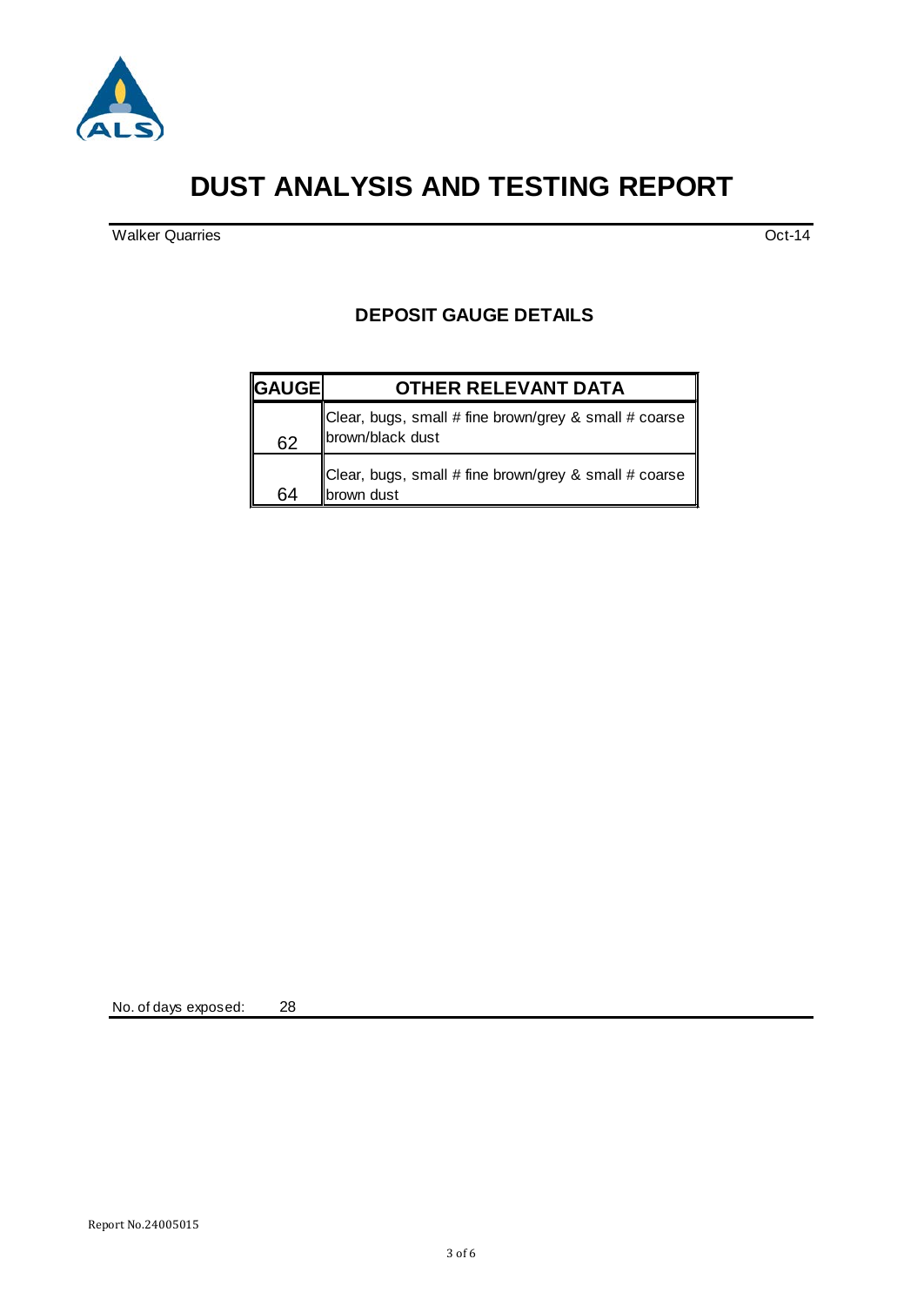# DUST ANALYSIS AND TESTING REPORT

Walker Quarries | Oct-14

## DEPOSIT GAUGE DETAILS

| GAUGE | OTHER RELEVANT DATA |
|---|---|
| 62 | Clear, bugs, small # fine brown/grey & small # coarse brown/black dust |
| 64 | Clear, bugs, small # fine brown/grey & small # coarse brown dust |

No. of days exposed: 28

Report No.24005015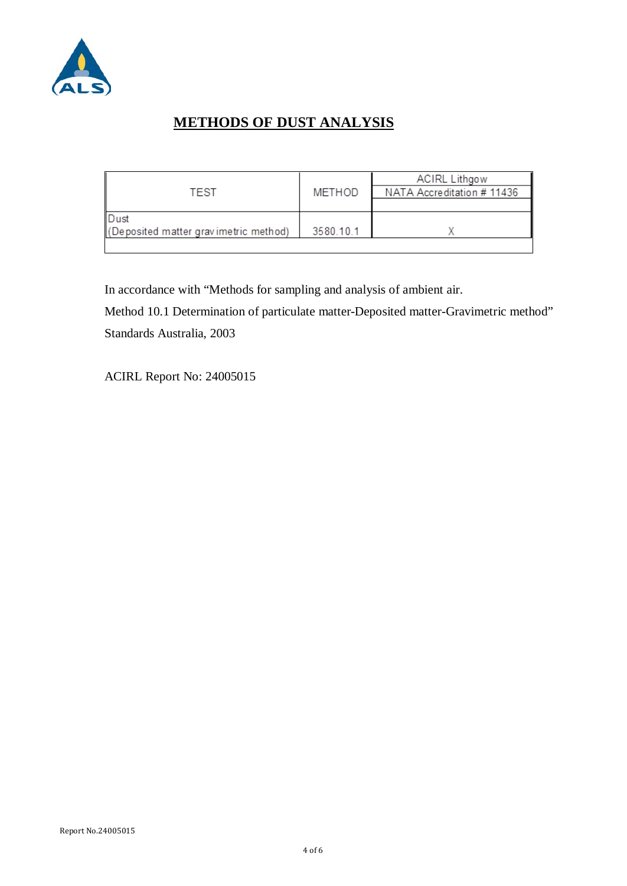# METHODS OF DUST ANALYSIS

| TEST | METHOD | ACIRL Lithgow NATA Accreditation # 11436 |
|---|---|---|
| Dust (Deposited matter gravimetric method) | 3580.10.1 | X |

In accordance with "Methods for sampling and analysis of ambient air.

Method 10.1 Determination of particulate matter-Deposited matter-Gravimetric method"

Standards Australia, 2003

ACIRL Report No: 24005015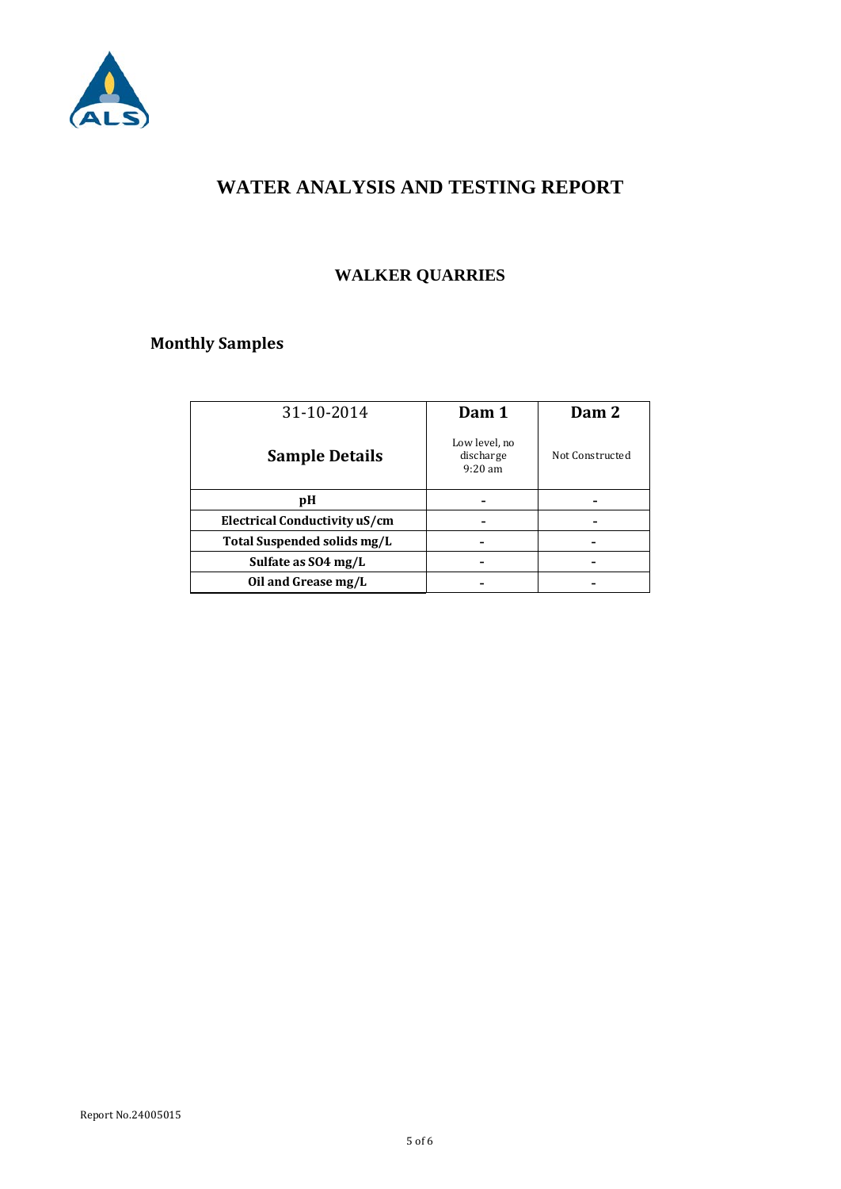# WATER ANALYSIS AND TESTING REPORT

## WALKER QUARRIES

### Monthly Samples

| 31-10-2014<br>**Sample Details** | **Dam 1**<br>Low level, no discharge 9:20 am | **Dam 2**<br>Not Constructed |
|---|---|---|
| **pH** | - | - |
| **Electrical Conductivity uS/cm** | - | - |
| **Total Suspended solids mg/L** | - | - |
| **Sulfate as SO4 mg/L** | - | - |
| **Oil and Grease mg/L** | - | - |

Report No.24005015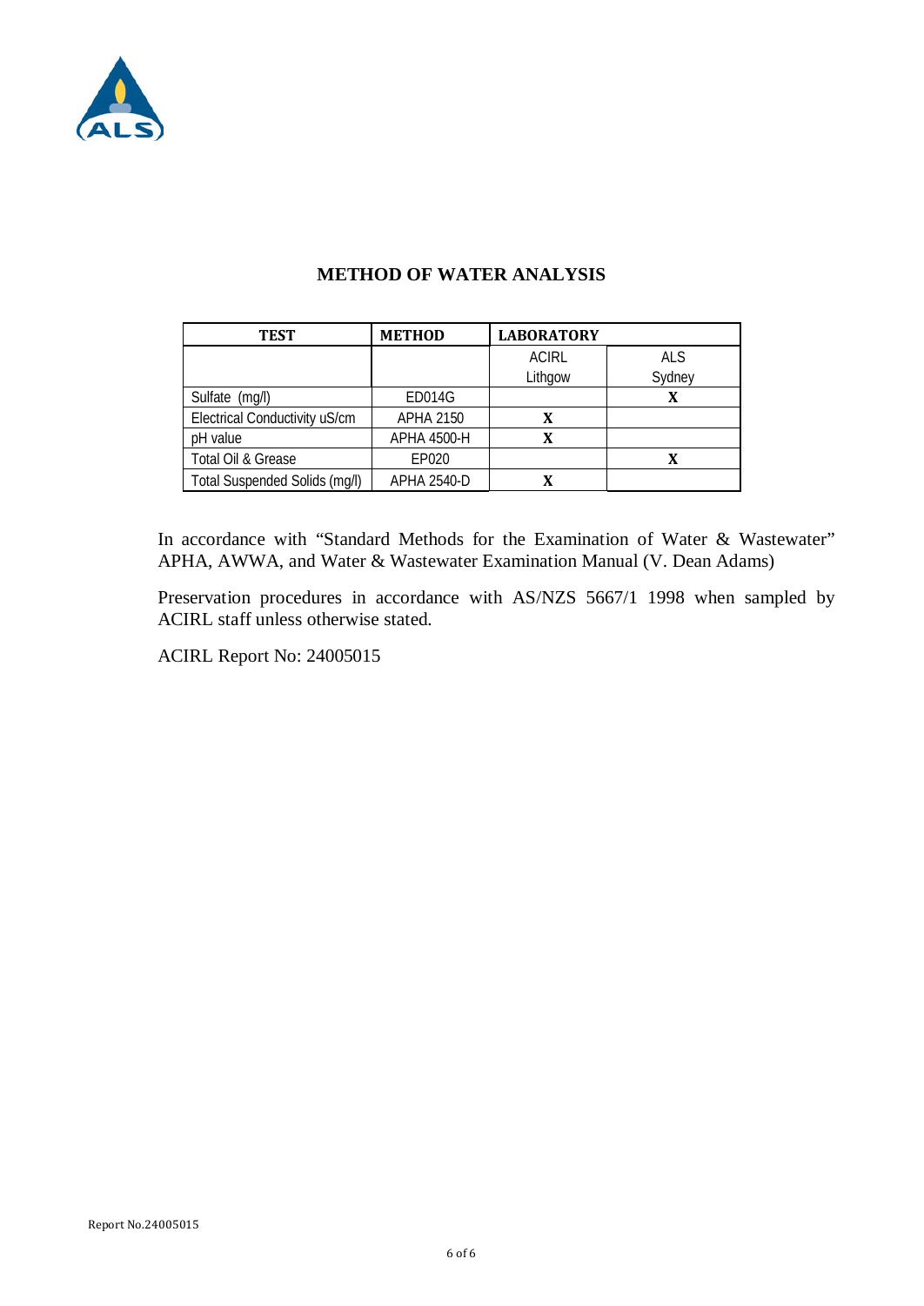## METHOD OF WATER ANALYSIS

| TEST | METHOD | LABORATORY | |
|---|---|---|---|
| | | ACIRL Lithgow | ALS Sydney |
| Sulfate (mg/l) | ED014G | | X |
| Electrical Conductivity uS/cm | APHA 2150 | X | |
| pH value | APHA 4500-H | X | |
| Total Oil & Grease | EP020 | | X |
| Total Suspended Solids (mg/l) | APHA 2540-D | X | |

In accordance with "Standard Methods for the Examination of Water & Wastewater" APHA, AWWA, and Water & Wastewater Examination Manual (V. Dean Adams)

Preservation procedures in accordance with AS/NZS 5667/1 1998 when sampled by ACIRL staff unless otherwise stated.

ACIRL Report No: 24005015